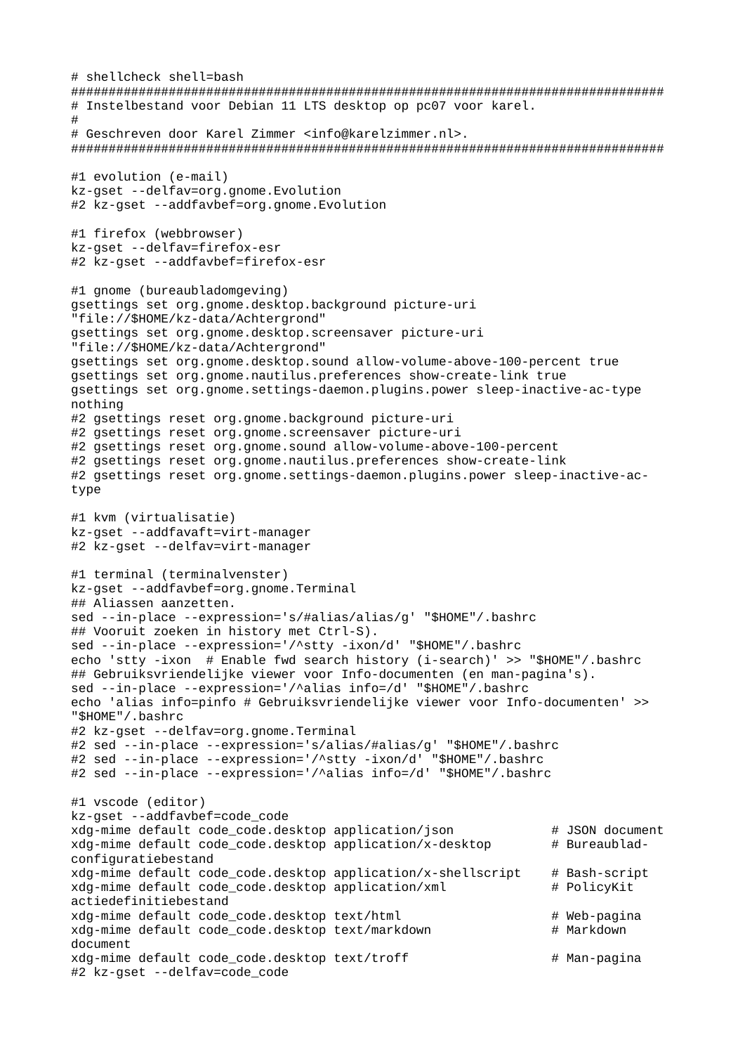```
# shellcheck shell=bash
###############################################################################
# Instelbestand voor Debian 11 LTS desktop op pc07 voor karel.
#
# Geschreven door Karel Zimmer <info@karelzimmer.nl>.
###############################################################################

#1 evolution (e-mail)
kz-gset --delfav=org.gnome.Evolution
#2 kz-gset --addfavbef=org.gnome.Evolution

#1 firefox (webbrowser)
kz-gset --delfav=firefox-esr
#2 kz-gset --addfavbef=firefox-esr

#1 gnome (bureaubladomgeving)
gsettings set org.gnome.desktop.background picture-uri
"file://$HOME/kz-data/Achtergrond"
gsettings set org.gnome.desktop.screensaver picture-uri
"file://$HOME/kz-data/Achtergrond"
gsettings set org.gnome.desktop.sound allow-volume-above-100-percent true
gsettings set org.gnome.nautilus.preferences show-create-link true
gsettings set org.gnome.settings-daemon.plugins.power sleep-inactive-ac-type
nothing
#2 gsettings reset org.gnome.background picture-uri
#2 gsettings reset org.gnome.screensaver picture-uri
#2 gsettings reset org.gnome.sound allow-volume-above-100-percent
#2 gsettings reset org.gnome.nautilus.preferences show-create-link
#2 gsettings reset org.gnome.settings-daemon.plugins.power sleep-inactive-ac-
type

#1 kvm (virtualisatie)
kz-gset --addfavaft=virt-manager
#2 kz-gset --delfav=virt-manager

#1 terminal (terminalvenster)
kz-gset --addfavbef=org.gnome.Terminal
## Aliassen aanzetten.
sed --in-place --expression='s/#alias/alias/g' "$HOME"/.bashrc
## Vooruit zoeken in history met Ctrl-S).
sed --in-place --expression='/^stty -ixon/d' "$HOME"/.bashrc
echo 'stty -ixon  # Enable fwd search history (i-search)' >> "$HOME"/.bashrc
## Gebruiksvriendelijke viewer voor Info-documenten (en man-pagina's).
sed --in-place --expression='/^alias info=/d' "$HOME"/.bashrc
echo 'alias info=pinfo # Gebruiksvriendelijke viewer voor Info-documenten' >>
"$HOME"/.bashrc
#2 kz-gset --delfav=org.gnome.Terminal
#2 sed --in-place --expression='s/alias/#alias/g' "$HOME"/.bashrc
#2 sed --in-place --expression='/^stty -ixon/d' "$HOME"/.bashrc
#2 sed --in-place --expression='/^alias info=/d' "$HOME"/.bashrc

#1 vscode (editor)
kz-gset --addfavbef=code_code
xdg-mime default code_code.desktop application/json            # JSON document
xdg-mime default code_code.desktop application/x-desktop       # Bureaublad-
configuratiebestand
xdg-mime default code_code.desktop application/x-shellscript   # Bash-script
xdg-mime default code_code.desktop application/xml             # PolicyKit
actiedefinitiebestand
xdg-mime default code_code.desktop text/html                   # Web-pagina
xdg-mime default code_code.desktop text/markdown               # Markdown
document
xdg-mime default code_code.desktop text/troff                  # Man-pagina
#2 kz-gset --delfav=code_code
```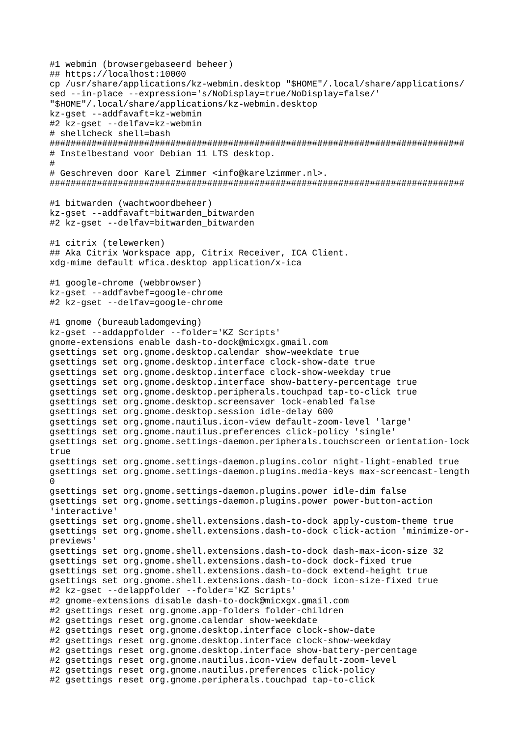```
#1 webmin (browsergebaseerd beheer)
## https://localhost:10000
cp /usr/share/applications/kz-webmin.desktop "$HOME"/.local/share/applications/
sed --in-place --expression='s/NoDisplay=true/NoDisplay=false/'
"$HOME"/.local/share/applications/kz-webmin.desktop
kz-gset --addfavaft=kz-webmin
#2 kz-gset --delfav=kz-webmin
# shellcheck shell=bash
###############################################################################
# Instelbestand voor Debian 11 LTS desktop.
#
# Geschreven door Karel Zimmer <info@karelzimmer.nl>.
###############################################################################

#1 bitwarden (wachtwoordbeheer)
kz-gset --addfavaft=bitwarden_bitwarden
#2 kz-gset --delfav=bitwarden_bitwarden

#1 citrix (telewerken)
## Aka Citrix Workspace app, Citrix Receiver, ICA Client.
xdg-mime default wfica.desktop application/x-ica

#1 google-chrome (webbrowser)
kz-gset --addfavbef=google-chrome
#2 kz-gset --delfav=google-chrome

#1 gnome (bureaubladomgeving)
kz-gset --addappfolder --folder='KZ Scripts'
gnome-extensions enable dash-to-dock@micxgx.gmail.com
gsettings set org.gnome.desktop.calendar show-weekdate true
gsettings set org.gnome.desktop.interface clock-show-date true
gsettings set org.gnome.desktop.interface clock-show-weekday true
gsettings set org.gnome.desktop.interface show-battery-percentage true
gsettings set org.gnome.desktop.peripherals.touchpad tap-to-click true
gsettings set org.gnome.desktop.screensaver lock-enabled false
gsettings set org.gnome.desktop.session idle-delay 600
gsettings set org.gnome.nautilus.icon-view default-zoom-level 'large'
gsettings set org.gnome.nautilus.preferences click-policy 'single'
gsettings set org.gnome.settings-daemon.peripherals.touchscreen orientation-lock
true
gsettings set org.gnome.settings-daemon.plugins.color night-light-enabled true
gsettings set org.gnome.settings-daemon.plugins.media-keys max-screencast-length
0
gsettings set org.gnome.settings-daemon.plugins.power idle-dim false
gsettings set org.gnome.settings-daemon.plugins.power power-button-action
'interactive'
gsettings set org.gnome.shell.extensions.dash-to-dock apply-custom-theme true
gsettings set org.gnome.shell.extensions.dash-to-dock click-action 'minimize-or-
previews'
gsettings set org.gnome.shell.extensions.dash-to-dock dash-max-icon-size 32
gsettings set org.gnome.shell.extensions.dash-to-dock dock-fixed true
gsettings set org.gnome.shell.extensions.dash-to-dock extend-height true
gsettings set org.gnome.shell.extensions.dash-to-dock icon-size-fixed true
#2 kz-gset --delappfolder --folder='KZ Scripts'
#2 gnome-extensions disable dash-to-dock@micxgx.gmail.com
#2 gsettings reset org.gnome.app-folders folder-children
#2 gsettings reset org.gnome.calendar show-weekdate
#2 gsettings reset org.gnome.desktop.interface clock-show-date
#2 gsettings reset org.gnome.desktop.interface clock-show-weekday
#2 gsettings reset org.gnome.desktop.interface show-battery-percentage
#2 gsettings reset org.gnome.nautilus.icon-view default-zoom-level
#2 gsettings reset org.gnome.nautilus.preferences click-policy
#2 gsettings reset org.gnome.peripherals.touchpad tap-to-click
```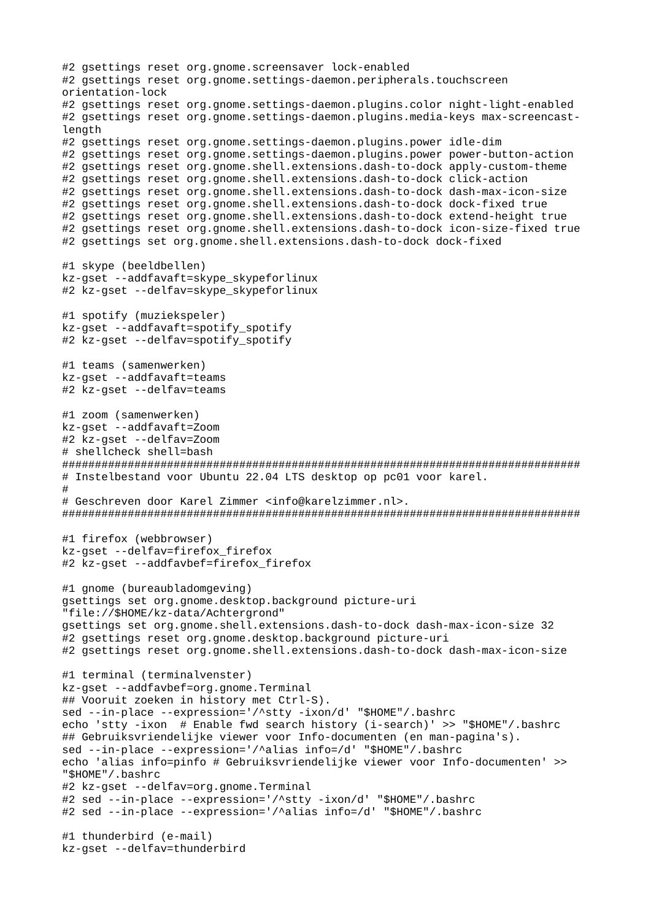```
#2 gsettings reset org.gnome.screensaver lock-enabled
#2 gsettings reset org.gnome.settings-daemon.peripherals.touchscreen
orientation-lock
#2 gsettings reset org.gnome.settings-daemon.plugins.color night-light-enabled
#2 gsettings reset org.gnome.settings-daemon.plugins.media-keys max-screencast-
length
#2 gsettings reset org.gnome.settings-daemon.plugins.power idle-dim
#2 gsettings reset org.gnome.settings-daemon.plugins.power power-button-action
#2 gsettings reset org.gnome.shell.extensions.dash-to-dock apply-custom-theme
#2 gsettings reset org.gnome.shell.extensions.dash-to-dock click-action
#2 gsettings reset org.gnome.shell.extensions.dash-to-dock dash-max-icon-size
#2 gsettings reset org.gnome.shell.extensions.dash-to-dock dock-fixed true
#2 gsettings reset org.gnome.shell.extensions.dash-to-dock extend-height true
#2 gsettings reset org.gnome.shell.extensions.dash-to-dock icon-size-fixed true
#2 gsettings set org.gnome.shell.extensions.dash-to-dock dock-fixed

#1 skype (beeldbellen)
kz-gset --addfavaft=skype_skypeforlinux
#2 kz-gset --delfav=skype_skypeforlinux

#1 spotify (muziekspeler)
kz-gset --addfavaft=spotify_spotify
#2 kz-gset --delfav=spotify_spotify

#1 teams (samenwerken)
kz-gset --addfavaft=teams
#2 kz-gset --delfav=teams

#1 zoom (samenwerken)
kz-gset --addfavaft=Zoom
#2 kz-gset --delfav=Zoom
# shellcheck shell=bash
###############################################################################
# Instelbestand voor Ubuntu 22.04 LTS desktop op pc01 voor karel.
#
# Geschreven door Karel Zimmer <info@karelzimmer.nl>.
###############################################################################

#1 firefox (webbrowser)
kz-gset --delfav=firefox_firefox
#2 kz-gset --addfavbef=firefox_firefox

#1 gnome (bureaubladomgeving)
gsettings set org.gnome.desktop.background picture-uri
"file://$HOME/kz-data/Achtergrond"
gsettings set org.gnome.shell.extensions.dash-to-dock dash-max-icon-size 32
#2 gsettings reset org.gnome.desktop.background picture-uri
#2 gsettings reset org.gnome.shell.extensions.dash-to-dock dash-max-icon-size

#1 terminal (terminalvenster)
kz-gset --addfavbef=org.gnome.Terminal
## Vooruit zoeken in history met Ctrl-S).
sed --in-place --expression='/^stty -ixon/d' "$HOME"/.bashrc
echo 'stty -ixon  # Enable fwd search history (i-search)' >> "$HOME"/.bashrc
## Gebruiksvriendelijke viewer voor Info-documenten (en man-pagina's).
sed --in-place --expression='/^alias info=/d' "$HOME"/.bashrc
echo 'alias info=pinfo # Gebruiksvriendelijke viewer voor Info-documenten' >>
"$HOME"/.bashrc
#2 kz-gset --delfav=org.gnome.Terminal
#2 sed --in-place --expression='/^stty -ixon/d' "$HOME"/.bashrc
#2 sed --in-place --expression='/^alias info=/d' "$HOME"/.bashrc

#1 thunderbird (e-mail)
kz-gset --delfav=thunderbird
```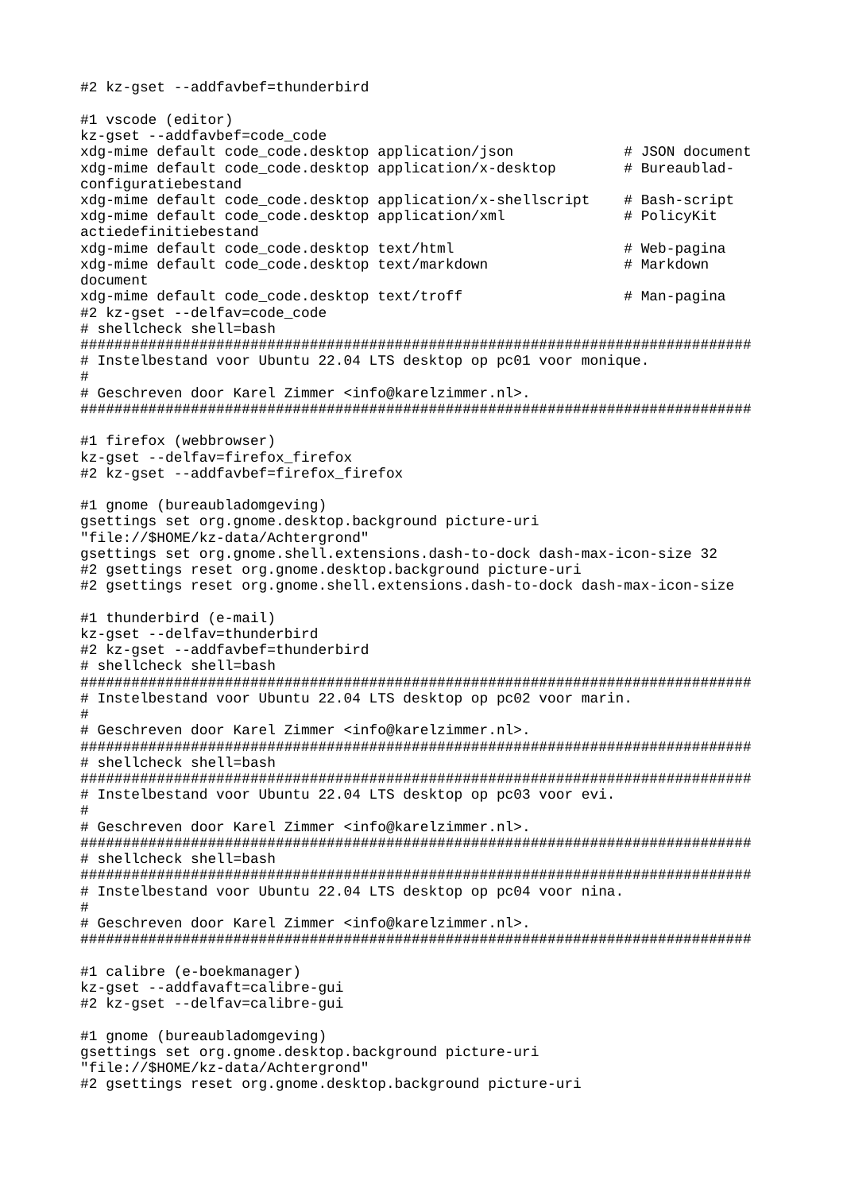```
#2 kz-gset --addfavbef=thunderbird

#1 vscode (editor)
kz-gset --addfavbef=code_code
xdg-mime default code_code.desktop application/json            # JSON document
xdg-mime default code_code.desktop application/x-desktop       # Bureaublad-configuratiebestand
xdg-mime default code_code.desktop application/x-shellscript   # Bash-script
xdg-mime default code_code.desktop application/xml             # PolicyKit actiedefinitiebestand
xdg-mime default code_code.desktop text/html                   # Web-pagina
xdg-mime default code_code.desktop text/markdown               # Markdown document
xdg-mime default code_code.desktop text/troff                  # Man-pagina
#2 kz-gset --delfav=code_code
# shellcheck shell=bash
###############################################################################
# Instelbestand voor Ubuntu 22.04 LTS desktop op pc01 voor monique.
#
# Geschreven door Karel Zimmer <info@karelzimmer.nl>.
###############################################################################

#1 firefox (webbrowser)
kz-gset --delfav=firefox_firefox
#2 kz-gset --addfavbef=firefox_firefox

#1 gnome (bureaubladomgeving)
gsettings set org.gnome.desktop.background picture-uri "file://$HOME/kz-data/Achtergrond"
gsettings set org.gnome.shell.extensions.dash-to-dock dash-max-icon-size 32
#2 gsettings reset org.gnome.desktop.background picture-uri
#2 gsettings reset org.gnome.shell.extensions.dash-to-dock dash-max-icon-size

#1 thunderbird (e-mail)
kz-gset --delfav=thunderbird
#2 kz-gset --addfavbef=thunderbird
# shellcheck shell=bash
###############################################################################
# Instelbestand voor Ubuntu 22.04 LTS desktop op pc02 voor marin.
#
# Geschreven door Karel Zimmer <info@karelzimmer.nl>.
###############################################################################
# shellcheck shell=bash
###############################################################################
# Instelbestand voor Ubuntu 22.04 LTS desktop op pc03 voor evi.
#
# Geschreven door Karel Zimmer <info@karelzimmer.nl>.
###############################################################################
# shellcheck shell=bash
###############################################################################
# Instelbestand voor Ubuntu 22.04 LTS desktop op pc04 voor nina.
#
# Geschreven door Karel Zimmer <info@karelzimmer.nl>.
###############################################################################

#1 calibre (e-boekmanager)
kz-gset --addfavaft=calibre-gui
#2 kz-gset --delfav=calibre-gui

#1 gnome (bureaubladomgeving)
gsettings set org.gnome.desktop.background picture-uri "file://$HOME/kz-data/Achtergrond"
#2 gsettings reset org.gnome.desktop.background picture-uri
```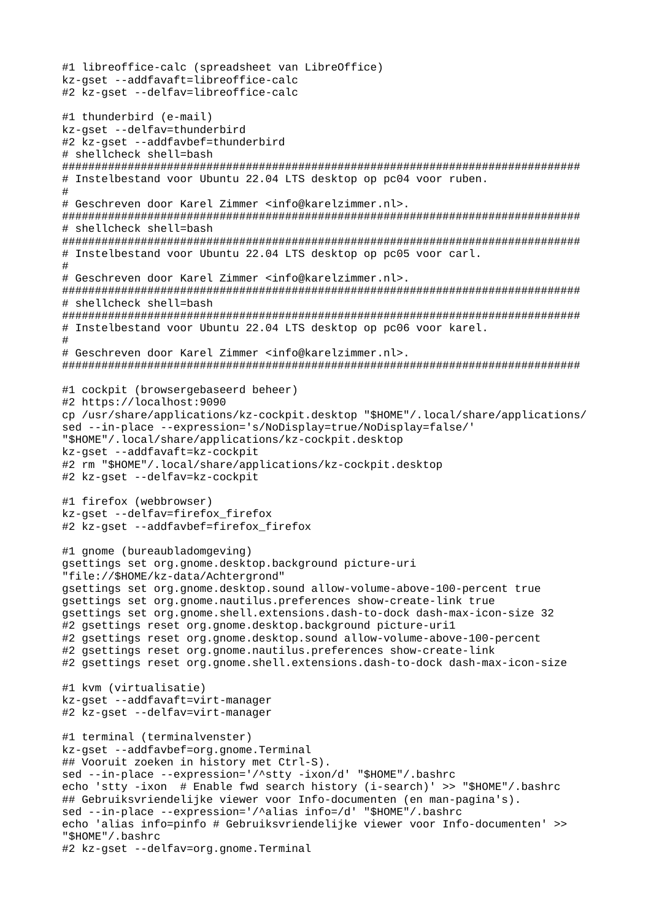```
#1 libreoffice-calc (spreadsheet van LibreOffice)
kz-gset --addfavaft=libreoffice-calc
#2 kz-gset --delfav=libreoffice-calc

#1 thunderbird (e-mail)
kz-gset --delfav=thunderbird
#2 kz-gset --addfavbef=thunderbird
# shellcheck shell=bash
###############################################################################
# Instelbestand voor Ubuntu 22.04 LTS desktop op pc04 voor ruben.
#
# Geschreven door Karel Zimmer <info@karelzimmer.nl>.
###############################################################################
# shellcheck shell=bash
###############################################################################
# Instelbestand voor Ubuntu 22.04 LTS desktop op pc05 voor carl.
#
# Geschreven door Karel Zimmer <info@karelzimmer.nl>.
###############################################################################
# shellcheck shell=bash
###############################################################################
# Instelbestand voor Ubuntu 22.04 LTS desktop op pc06 voor karel.
#
# Geschreven door Karel Zimmer <info@karelzimmer.nl>.
###############################################################################

#1 cockpit (browsergebaseerd beheer)
#2 https://localhost:9090
cp /usr/share/applications/kz-cockpit.desktop "$HOME"/.local/share/applications/
sed --in-place --expression='s/NoDisplay=true/NoDisplay=false/'
"$HOME"/.local/share/applications/kz-cockpit.desktop
kz-gset --addfavaft=kz-cockpit
#2 rm "$HOME"/.local/share/applications/kz-cockpit.desktop
#2 kz-gset --delfav=kz-cockpit

#1 firefox (webbrowser)
kz-gset --delfav=firefox_firefox
#2 kz-gset --addfavbef=firefox_firefox

#1 gnome (bureaubladomgeving)
gsettings set org.gnome.desktop.background picture-uri
"file://$HOME/kz-data/Achtergrond"
gsettings set org.gnome.desktop.sound allow-volume-above-100-percent true
gsettings set org.gnome.nautilus.preferences show-create-link true
gsettings set org.gnome.shell.extensions.dash-to-dock dash-max-icon-size 32
#2 gsettings reset org.gnome.desktop.background picture-uri1
#2 gsettings reset org.gnome.desktop.sound allow-volume-above-100-percent
#2 gsettings reset org.gnome.nautilus.preferences show-create-link
#2 gsettings reset org.gnome.shell.extensions.dash-to-dock dash-max-icon-size

#1 kvm (virtualisatie)
kz-gset --addfavaft=virt-manager
#2 kz-gset --delfav=virt-manager

#1 terminal (terminalvenster)
kz-gset --addfavbef=org.gnome.Terminal
## Vooruit zoeken in history met Ctrl-S).
sed --in-place --expression='/^stty -ixon/d' "$HOME"/.bashrc
echo 'stty -ixon  # Enable fwd search history (i-search)' >> "$HOME"/.bashrc
## Gebruiksvriendelijke viewer voor Info-documenten (en man-pagina's).
sed --in-place --expression='/^alias info=/d' "$HOME"/.bashrc
echo 'alias info=pinfo # Gebruiksvriendelijke viewer voor Info-documenten' >>
"$HOME"/.bashrc
#2 kz-gset --delfav=org.gnome.Terminal
```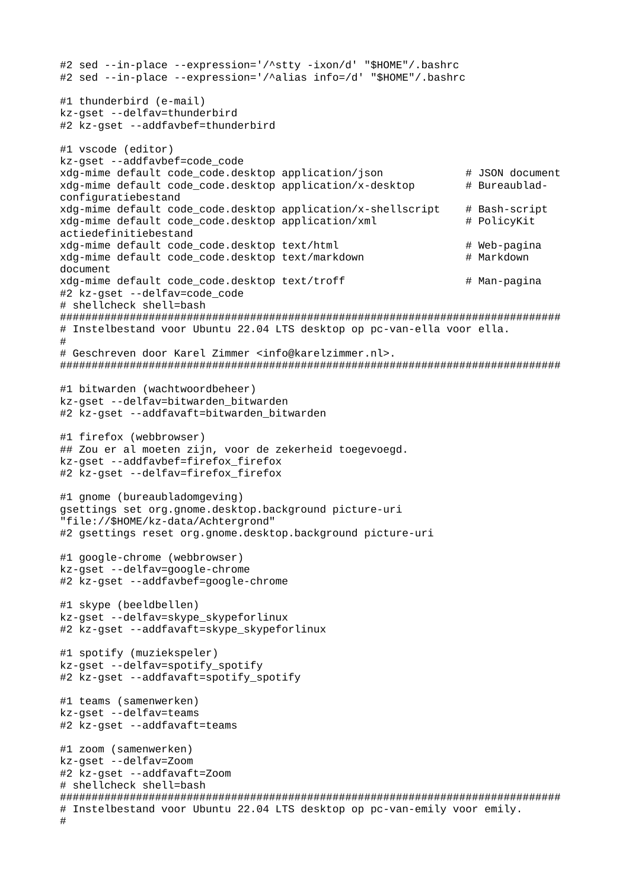```
#2 sed --in-place --expression='/^stty -ixon/d' "$HOME"/.bashrc
#2 sed --in-place --expression='/^alias info=/d' "$HOME"/.bashrc

#1 thunderbird (e-mail)
kz-gset --delfav=thunderbird
#2 kz-gset --addfavbef=thunderbird

#1 vscode (editor)
kz-gset --addfavbef=code_code
xdg-mime default code_code.desktop application/json            # JSON document
xdg-mime default code_code.desktop application/x-desktop       # Bureaublad-
configuratiebestand
xdg-mime default code_code.desktop application/x-shellscript    # Bash-script
xdg-mime default code_code.desktop application/xml              # PolicyKit
actiedefinitiebestand
xdg-mime default code_code.desktop text/html                    # Web-pagina
xdg-mime default code_code.desktop text/markdown                # Markdown
document
xdg-mime default code_code.desktop text/troff                   # Man-pagina
#2 kz-gset --delfav=code_code
# shellcheck shell=bash
###############################################################################
# Instelbestand voor Ubuntu 22.04 LTS desktop op pc-van-ella voor ella.
#
# Geschreven door Karel Zimmer <info@karelzimmer.nl>.
###############################################################################

#1 bitwarden (wachtwoordbeheer)
kz-gset --delfav=bitwarden_bitwarden
#2 kz-gset --addfavaft=bitwarden_bitwarden

#1 firefox (webbrowser)
## Zou er al moeten zijn, voor de zekerheid toegevoegd.
kz-gset --addfavbef=firefox_firefox
#2 kz-gset --delfav=firefox_firefox

#1 gnome (bureaubladomgeving)
gsettings set org.gnome.desktop.background picture-uri
"file://$HOME/kz-data/Achtergrond"
#2 gsettings reset org.gnome.desktop.background picture-uri

#1 google-chrome (webbrowser)
kz-gset --delfav=google-chrome
#2 kz-gset --addfavbef=google-chrome

#1 skype (beeldbellen)
kz-gset --delfav=skype_skypeforlinux
#2 kz-gset --addfavaft=skype_skypeforlinux

#1 spotify (muziekspeler)
kz-gset --delfav=spotify_spotify
#2 kz-gset --addfavaft=spotify_spotify

#1 teams (samenwerken)
kz-gset --delfav=teams
#2 kz-gset --addfavaft=teams

#1 zoom (samenwerken)
kz-gset --delfav=Zoom
#2 kz-gset --addfavaft=Zoom
# shellcheck shell=bash
###############################################################################
# Instelbestand voor Ubuntu 22.04 LTS desktop op pc-van-emily voor emily.
#
```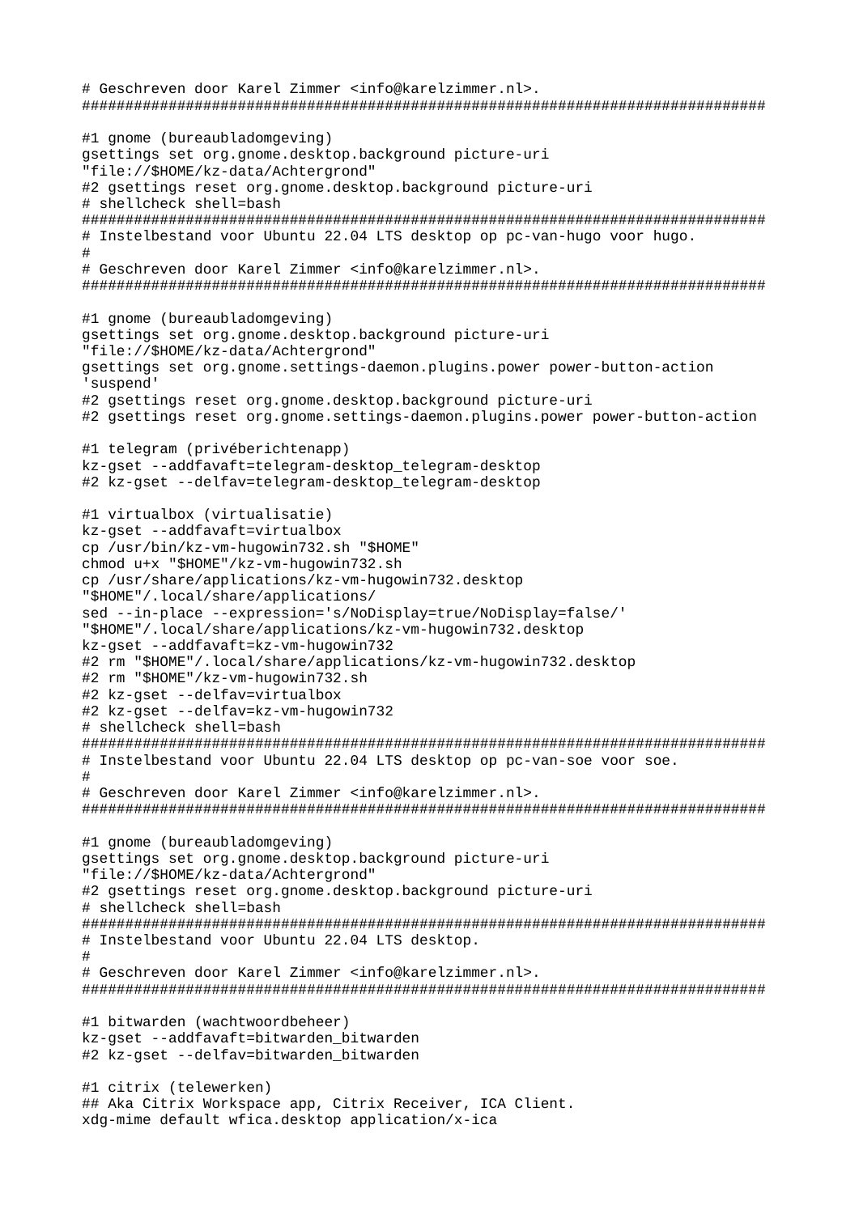```
# Geschreven door Karel Zimmer <info@karelzimmer.nl>.
###############################################################################

#1 gnome (bureaubladomgeving)
gsettings set org.gnome.desktop.background picture-uri
"file://$HOME/kz-data/Achtergrond"
#2 gsettings reset org.gnome.desktop.background picture-uri
# shellcheck shell=bash
###############################################################################
# Instelbestand voor Ubuntu 22.04 LTS desktop op pc-van-hugo voor hugo.
#
# Geschreven door Karel Zimmer <info@karelzimmer.nl>.
###############################################################################

#1 gnome (bureaubladomgeving)
gsettings set org.gnome.desktop.background picture-uri
"file://$HOME/kz-data/Achtergrond"
gsettings set org.gnome.settings-daemon.plugins.power power-button-action
'suspend'
#2 gsettings reset org.gnome.desktop.background picture-uri
#2 gsettings reset org.gnome.settings-daemon.plugins.power power-button-action

#1 telegram (privéberichtenapp)
kz-gset --addfavaft=telegram-desktop_telegram-desktop
#2 kz-gset --delfav=telegram-desktop_telegram-desktop

#1 virtualbox (virtualisatie)
kz-gset --addfavaft=virtualbox
cp /usr/bin/kz-vm-hugowin732.sh "$HOME"
chmod u+x "$HOME"/kz-vm-hugowin732.sh
cp /usr/share/applications/kz-vm-hugowin732.desktop
"$HOME"/.local/share/applications/
sed --in-place --expression='s/NoDisplay=true/NoDisplay=false/'
"$HOME"/.local/share/applications/kz-vm-hugowin732.desktop
kz-gset --addfavaft=kz-vm-hugowin732
#2 rm "$HOME"/.local/share/applications/kz-vm-hugowin732.desktop
#2 rm "$HOME"/kz-vm-hugowin732.sh
#2 kz-gset --delfav=virtualbox
#2 kz-gset --delfav=kz-vm-hugowin732
# shellcheck shell=bash
###############################################################################
# Instelbestand voor Ubuntu 22.04 LTS desktop op pc-van-soe voor soe.
#
# Geschreven door Karel Zimmer <info@karelzimmer.nl>.
###############################################################################

#1 gnome (bureaubladomgeving)
gsettings set org.gnome.desktop.background picture-uri
"file://$HOME/kz-data/Achtergrond"
#2 gsettings reset org.gnome.desktop.background picture-uri
# shellcheck shell=bash
###############################################################################
# Instelbestand voor Ubuntu 22.04 LTS desktop.
#
# Geschreven door Karel Zimmer <info@karelzimmer.nl>.
###############################################################################

#1 bitwarden (wachtwoordbeheer)
kz-gset --addfavaft=bitwarden_bitwarden
#2 kz-gset --delfav=bitwarden_bitwarden

#1 citrix (telewerken)
## Aka Citrix Workspace app, Citrix Receiver, ICA Client.
xdg-mime default wfica.desktop application/x-ica
```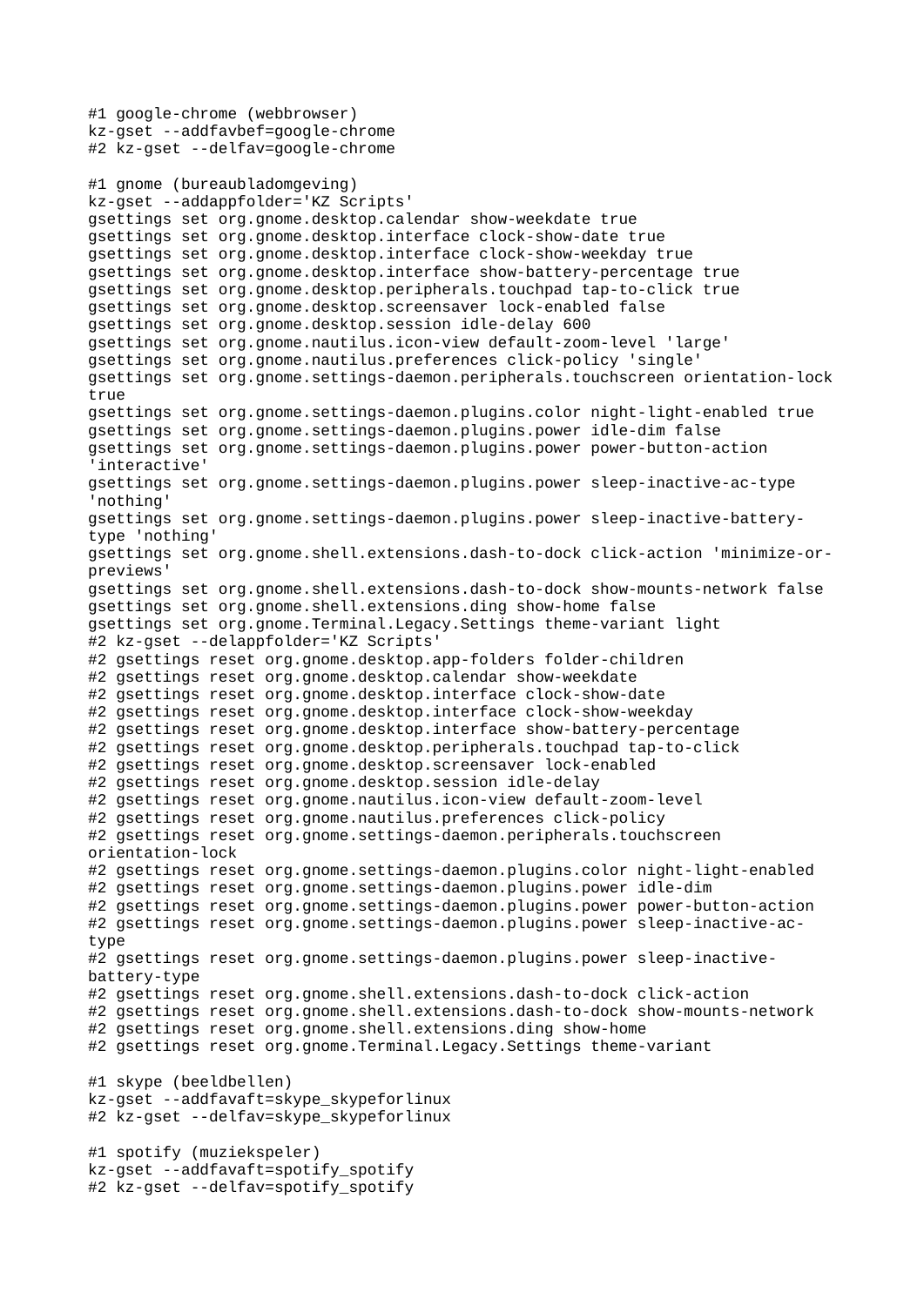```
#1 google-chrome (webbrowser)
kz-gset --addfavbef=google-chrome
#2 kz-gset --delfav=google-chrome

#1 gnome (bureaubladomgeving)
kz-gset --addappfolder='KZ Scripts'
gsettings set org.gnome.desktop.calendar show-weekdate true
gsettings set org.gnome.desktop.interface clock-show-date true
gsettings set org.gnome.desktop.interface clock-show-weekday true
gsettings set org.gnome.desktop.interface show-battery-percentage true
gsettings set org.gnome.desktop.peripherals.touchpad tap-to-click true
gsettings set org.gnome.desktop.screensaver lock-enabled false
gsettings set org.gnome.desktop.session idle-delay 600
gsettings set org.gnome.nautilus.icon-view default-zoom-level 'large'
gsettings set org.gnome.nautilus.preferences click-policy 'single'
gsettings set org.gnome.settings-daemon.peripherals.touchscreen orientation-lock
true
gsettings set org.gnome.settings-daemon.plugins.color night-light-enabled true
gsettings set org.gnome.settings-daemon.plugins.power idle-dim false
gsettings set org.gnome.settings-daemon.plugins.power power-button-action
'interactive'
gsettings set org.gnome.settings-daemon.plugins.power sleep-inactive-ac-type
'nothing'
gsettings set org.gnome.settings-daemon.plugins.power sleep-inactive-battery-
type 'nothing'
gsettings set org.gnome.shell.extensions.dash-to-dock click-action 'minimize-or-
previews'
gsettings set org.gnome.shell.extensions.dash-to-dock show-mounts-network false
gsettings set org.gnome.shell.extensions.ding show-home false
gsettings set org.gnome.Terminal.Legacy.Settings theme-variant light
#2 kz-gset --delappfolder='KZ Scripts'
#2 gsettings reset org.gnome.desktop.app-folders folder-children
#2 gsettings reset org.gnome.desktop.calendar show-weekdate
#2 gsettings reset org.gnome.desktop.interface clock-show-date
#2 gsettings reset org.gnome.desktop.interface clock-show-weekday
#2 gsettings reset org.gnome.desktop.interface show-battery-percentage
#2 gsettings reset org.gnome.desktop.peripherals.touchpad tap-to-click
#2 gsettings reset org.gnome.desktop.screensaver lock-enabled
#2 gsettings reset org.gnome.desktop.session idle-delay
#2 gsettings reset org.gnome.nautilus.icon-view default-zoom-level
#2 gsettings reset org.gnome.nautilus.preferences click-policy
#2 gsettings reset org.gnome.settings-daemon.peripherals.touchscreen
orientation-lock
#2 gsettings reset org.gnome.settings-daemon.plugins.color night-light-enabled
#2 gsettings reset org.gnome.settings-daemon.plugins.power idle-dim
#2 gsettings reset org.gnome.settings-daemon.plugins.power power-button-action
#2 gsettings reset org.gnome.settings-daemon.plugins.power sleep-inactive-ac-
type
#2 gsettings reset org.gnome.settings-daemon.plugins.power sleep-inactive-
battery-type
#2 gsettings reset org.gnome.shell.extensions.dash-to-dock click-action
#2 gsettings reset org.gnome.shell.extensions.dash-to-dock show-mounts-network
#2 gsettings reset org.gnome.shell.extensions.ding show-home
#2 gsettings reset org.gnome.Terminal.Legacy.Settings theme-variant

#1 skype (beeldbellen)
kz-gset --addfavaft=skype_skypeforlinux
#2 kz-gset --delfav=skype_skypeforlinux

#1 spotify (muziekspeler)
kz-gset --addfavaft=spotify_spotify
#2 kz-gset --delfav=spotify_spotify
```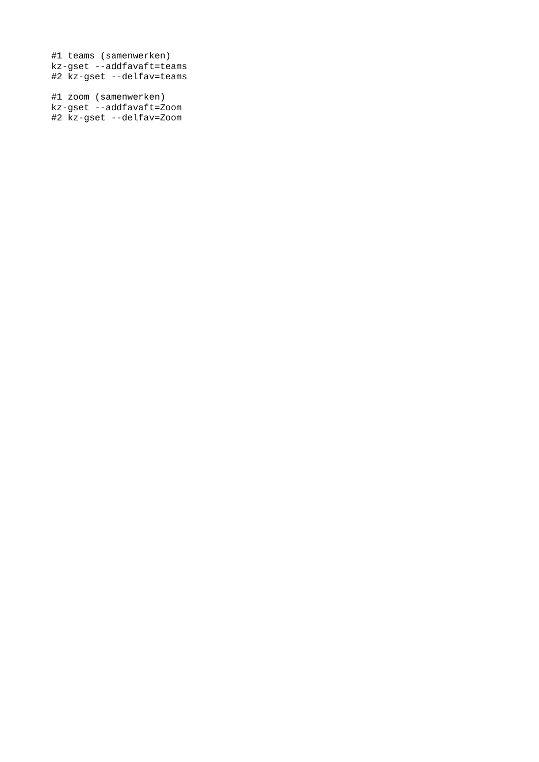```
#1 teams (samenwerken)
kz-gset --addfavaft=teams
#2 kz-gset --delfav=teams

#1 zoom (samenwerken)
kz-gset --addfavaft=Zoom
#2 kz-gset --delfav=Zoom
```